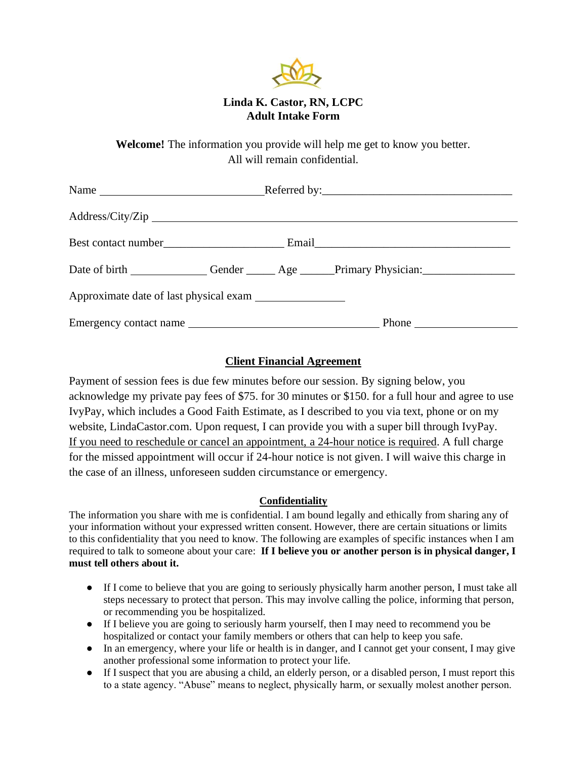**Linda K. Castor, RN, LCPC**
**Adult Intake Form**

**Welcome!** The information you provide will help me get to know you better.
All will remain confidential.

Name ____________________________ Referred by: ________________________________

Address/City/Zip ______________________________________________________________

Best contact number ____________________ Email ________________________________

Date of birth _____________ Gender _____ Age ______ Primary Physician: ________________

Approximate date of last physical exam _______________

Emergency contact name _________________________________ Phone _________________

## Client Financial Agreement

Payment of session fees is due few minutes before our session. By signing below, you acknowledge my private pay fees of $75. for 30 minutes or $150. for a full hour and agree to use IvyPay, which includes a Good Faith Estimate, as I described to you via text, phone or on my website, LindaCastor.com. Upon request, I can provide you with a super bill through IvyPay. <u>If you need to reschedule or cancel an appointment, a 24-hour notice is required</u>. A full charge for the missed appointment will occur if 24-hour notice is not given. I will waive this charge in the case of an illness, unforeseen sudden circumstance or emergency.

## Confidentiality

The information you share with me is confidential. I am bound legally and ethically from sharing any of your information without your expressed written consent. However, there are certain situations or limits to this confidentiality that you need to know. The following are examples of specific instances when I am required to talk to someone about your care: **If I believe you or another person is in physical danger, I must tell others about it.**

- If I come to believe that you are going to seriously physically harm another person, I must take all steps necessary to protect that person. This may involve calling the police, informing that person, or recommending you be hospitalized.
- If I believe you are going to seriously harm yourself, then I may need to recommend you be hospitalized or contact your family members or others that can help to keep you safe.
- In an emergency, where your life or health is in danger, and I cannot get your consent, I may give another professional some information to protect your life.
- If I suspect that you are abusing a child, an elderly person, or a disabled person, I must report this to a state agency. "Abuse" means to neglect, physically harm, or sexually molest another person.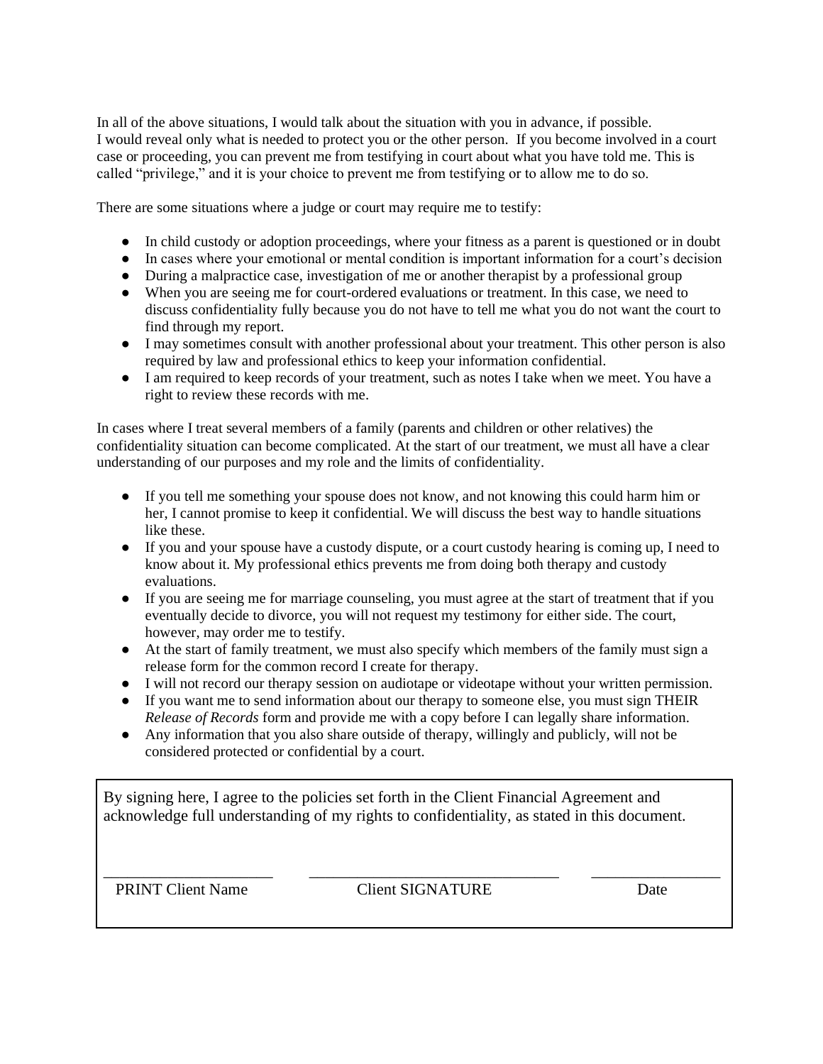In all of the above situations, I would talk about the situation with you in advance, if possible. I would reveal only what is needed to protect you or the other person. If you become involved in a court case or proceeding, you can prevent me from testifying in court about what you have told me. This is called "privilege," and it is your choice to prevent me from testifying or to allow me to do so.

There are some situations where a judge or court may require me to testify:

- In child custody or adoption proceedings, where your fitness as a parent is questioned or in doubt
- In cases where your emotional or mental condition is important information for a court's decision
- During a malpractice case, investigation of me or another therapist by a professional group
- When you are seeing me for court-ordered evaluations or treatment. In this case, we need to discuss confidentiality fully because you do not have to tell me what you do not want the court to find through my report.
- I may sometimes consult with another professional about your treatment. This other person is also required by law and professional ethics to keep your information confidential.
- I am required to keep records of your treatment, such as notes I take when we meet. You have a right to review these records with me.

In cases where I treat several members of a family (parents and children or other relatives) the confidentiality situation can become complicated. At the start of our treatment, we must all have a clear understanding of our purposes and my role and the limits of confidentiality.

- If you tell me something your spouse does not know, and not knowing this could harm him or her, I cannot promise to keep it confidential. We will discuss the best way to handle situations like these.
- If you and your spouse have a custody dispute, or a court custody hearing is coming up, I need to know about it. My professional ethics prevents me from doing both therapy and custody evaluations.
- If you are seeing me for marriage counseling, you must agree at the start of treatment that if you eventually decide to divorce, you will not request my testimony for either side. The court, however, may order me to testify.
- At the start of family treatment, we must also specify which members of the family must sign a release form for the common record I create for therapy.
- I will not record our therapy session on audiotape or videotape without your written permission.
- If you want me to send information about our therapy to someone else, you must sign THEIR *Release of Records* form and provide me with a copy before I can legally share information.
- Any information that you also share outside of therapy, willingly and publicly, will not be considered protected or confidential by a court.

By signing here, I agree to the policies set forth in the Client Financial Agreement and acknowledge full understanding of my rights to confidentiality, as stated in this document.

| | | |
|---|---|---|
| ______________________ | ________________________________ | ________________ |
| PRINT Client Name | Client SIGNATURE | Date |